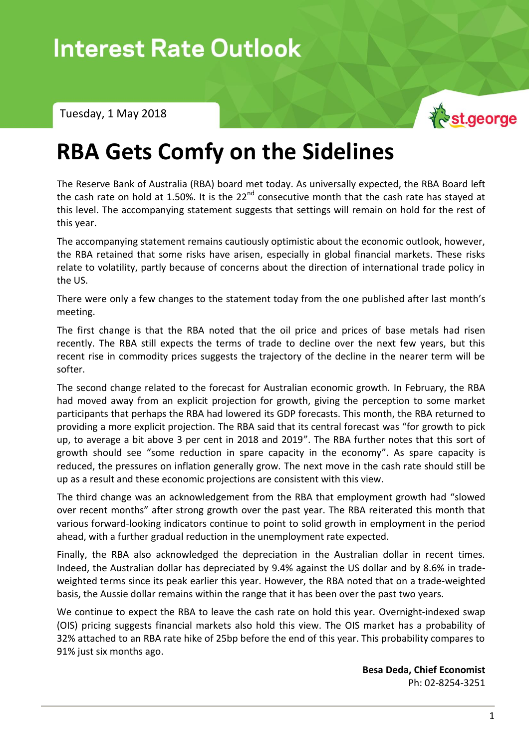# Interest Rate Outlook

Tuesday, 1 May 2018

# RBA Gets Comfy on the Sidelines

The Reserve Bank of Australia (RBA) board met today. As universally expected, the RBA Board left the cash rate on hold at 1.50%. It is the 22nd consecutive month that the cash rate has stayed at this level. The accompanying statement suggests that settings will remain on hold for the rest of this year.

The accompanying statement remains cautiously optimistic about the economic outlook, however, the RBA retained that some risks have arisen, especially in global financial markets. These risks relate to volatility, partly because of concerns about the direction of international trade policy in the US.

There were only a few changes to the statement today from the one published after last month's meeting.

The first change is that the RBA noted that the oil price and prices of base metals had risen recently. The RBA still expects the terms of trade to decline over the next few years, but this recent rise in commodity prices suggests the trajectory of the decline in the nearer term will be softer.

The second change related to the forecast for Australian economic growth. In February, the RBA had moved away from an explicit projection for growth, giving the perception to some market participants that perhaps the RBA had lowered its GDP forecasts. This month, the RBA returned to providing a more explicit projection. The RBA said that its central forecast was "for growth to pick up, to average a bit above 3 per cent in 2018 and 2019". The RBA further notes that this sort of growth should see "some reduction in spare capacity in the economy". As spare capacity is reduced, the pressures on inflation generally grow. The next move in the cash rate should still be up as a result and these economic projections are consistent with this view.

The third change was an acknowledgement from the RBA that employment growth had "slowed over recent months" after strong growth over the past year. The RBA reiterated this month that various forward-looking indicators continue to point to solid growth in employment in the period ahead, with a further gradual reduction in the unemployment rate expected.

Finally, the RBA also acknowledged the depreciation in the Australian dollar in recent times. Indeed, the Australian dollar has depreciated by 9.4% against the US dollar and by 8.6% in trade-weighted terms since its peak earlier this year. However, the RBA noted that on a trade-weighted basis, the Aussie dollar remains within the range that it has been over the past two years.

We continue to expect the RBA to leave the cash rate on hold this year. Overnight-indexed swap (OIS) pricing suggests financial markets also hold this view. The OIS market has a probability of 32% attached to an RBA rate hike of 25bp before the end of this year. This probability compares to 91% just six months ago.

**Besa Deda, Chief Economist**
Ph: 02-8254-3251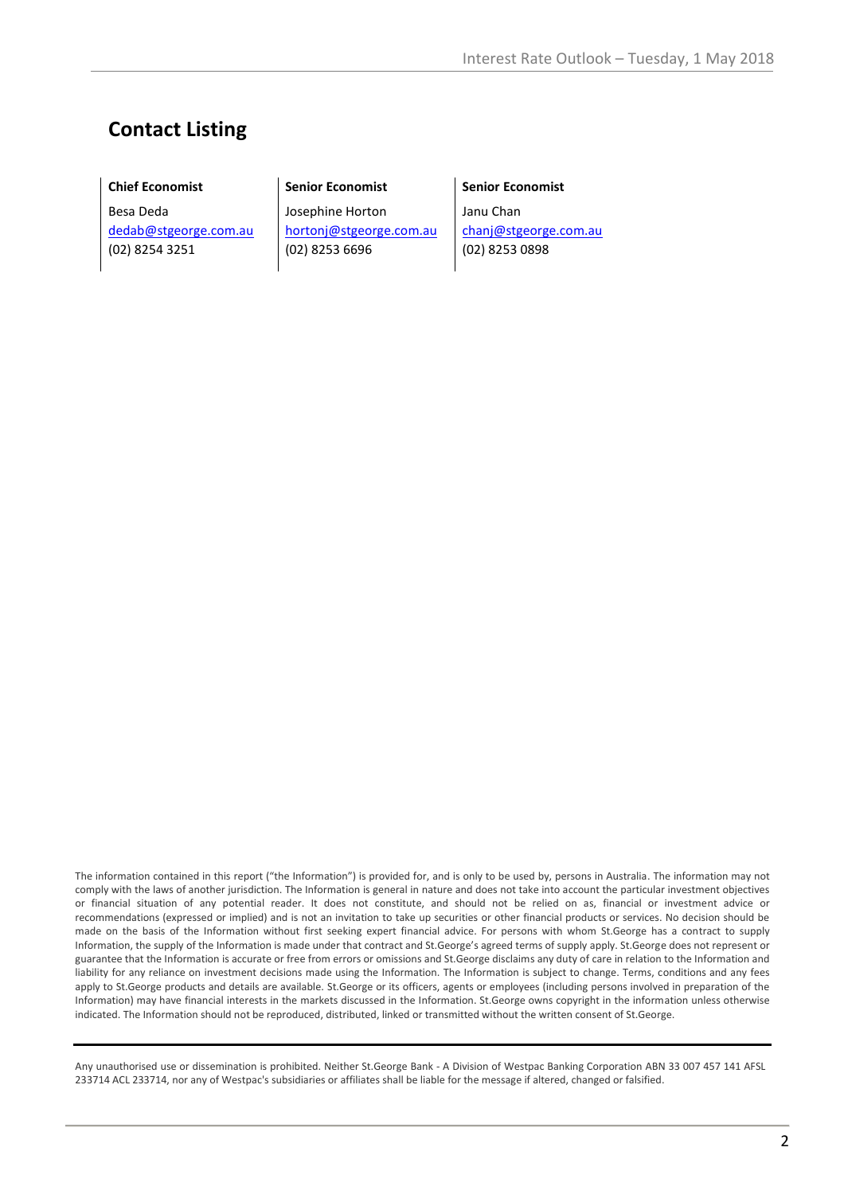## Contact Listing

**Chief Economist**

Besa Deda
dedab@stgeorge.com.au
(02) 8254 3251

**Senior Economist**

Josephine Horton
hortonj@stgeorge.com.au
(02) 8253 6696

**Senior Economist**

Janu Chan
chanj@stgeorge.com.au
(02) 8253 0898

The information contained in this report ("the Information") is provided for, and is only to be used by, persons in Australia. The information may not comply with the laws of another jurisdiction. The Information is general in nature and does not take into account the particular investment objectives or financial situation of any potential reader. It does not constitute, and should not be relied on as, financial or investment advice or recommendations (expressed or implied) and is not an invitation to take up securities or other financial products or services. No decision should be made on the basis of the Information without first seeking expert financial advice. For persons with whom St.George has a contract to supply Information, the supply of the Information is made under that contract and St.George's agreed terms of supply apply. St.George does not represent or guarantee that the Information is accurate or free from errors or omissions and St.George disclaims any duty of care in relation to the Information and liability for any reliance on investment decisions made using the Information. The Information is subject to change. Terms, conditions and any fees apply to St.George products and details are available. St.George or its officers, agents or employees (including persons involved in preparation of the Information) may have financial interests in the markets discussed in the Information. St.George owns copyright in the information unless otherwise indicated. The Information should not be reproduced, distributed, linked or transmitted without the written consent of St.George.

---

Any unauthorised use or dissemination is prohibited. Neither St.George Bank - A Division of Westpac Banking Corporation ABN 33 007 457 141 AFSL 233714 ACL 233714, nor any of Westpac's subsidiaries or affiliates shall be liable for the message if altered, changed or falsified.